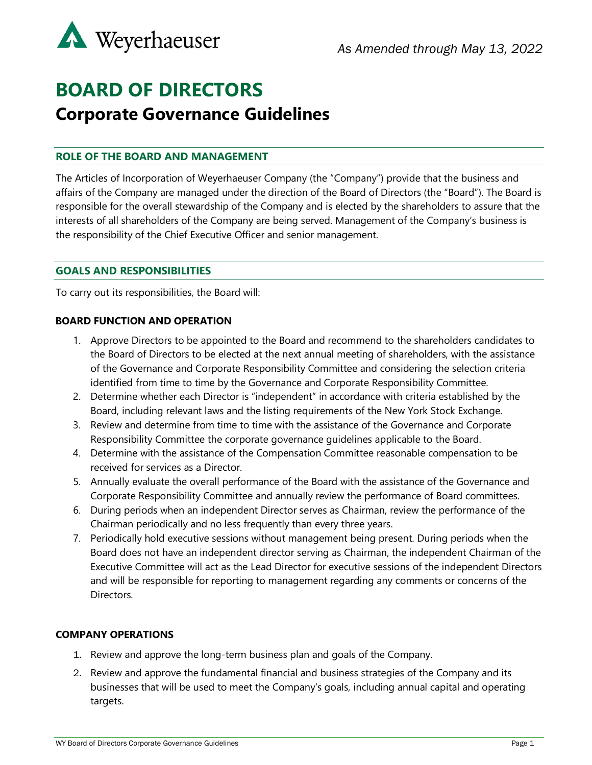Weyerhaeuser

*As Amended through May 13, 2022*

# BOARD OF DIRECTORS

## Corporate Governance Guidelines

### ROLE OF THE BOARD AND MANAGEMENT

The Articles of Incorporation of Weyerhaeuser Company (the "Company") provide that the business and affairs of the Company are managed under the direction of the Board of Directors (the "Board"). The Board is responsible for the overall stewardship of the Company and is elected by the shareholders to assure that the interests of all shareholders of the Company are being served. Management of the Company's business is the responsibility of the Chief Executive Officer and senior management.

### GOALS AND RESPONSIBILITIES

To carry out its responsibilities, the Board will:

**BOARD FUNCTION AND OPERATION**

1. Approve Directors to be appointed to the Board and recommend to the shareholders candidates to the Board of Directors to be elected at the next annual meeting of shareholders, with the assistance of the Governance and Corporate Responsibility Committee and considering the selection criteria identified from time to time by the Governance and Corporate Responsibility Committee.
2. Determine whether each Director is "independent" in accordance with criteria established by the Board, including relevant laws and the listing requirements of the New York Stock Exchange.
3. Review and determine from time to time with the assistance of the Governance and Corporate Responsibility Committee the corporate governance guidelines applicable to the Board.
4. Determine with the assistance of the Compensation Committee reasonable compensation to be received for services as a Director.
5. Annually evaluate the overall performance of the Board with the assistance of the Governance and Corporate Responsibility Committee and annually review the performance of Board committees.
6. During periods when an independent Director serves as Chairman, review the performance of the Chairman periodically and no less frequently than every three years.
7. Periodically hold executive sessions without management being present. During periods when the Board does not have an independent director serving as Chairman, the independent Chairman of the Executive Committee will act as the Lead Director for executive sessions of the independent Directors and will be responsible for reporting to management regarding any comments or concerns of the Directors.

**COMPANY OPERATIONS**

1. Review and approve the long-term business plan and goals of the Company.
2. Review and approve the fundamental financial and business strategies of the Company and its businesses that will be used to meet the Company's goals, including annual capital and operating targets.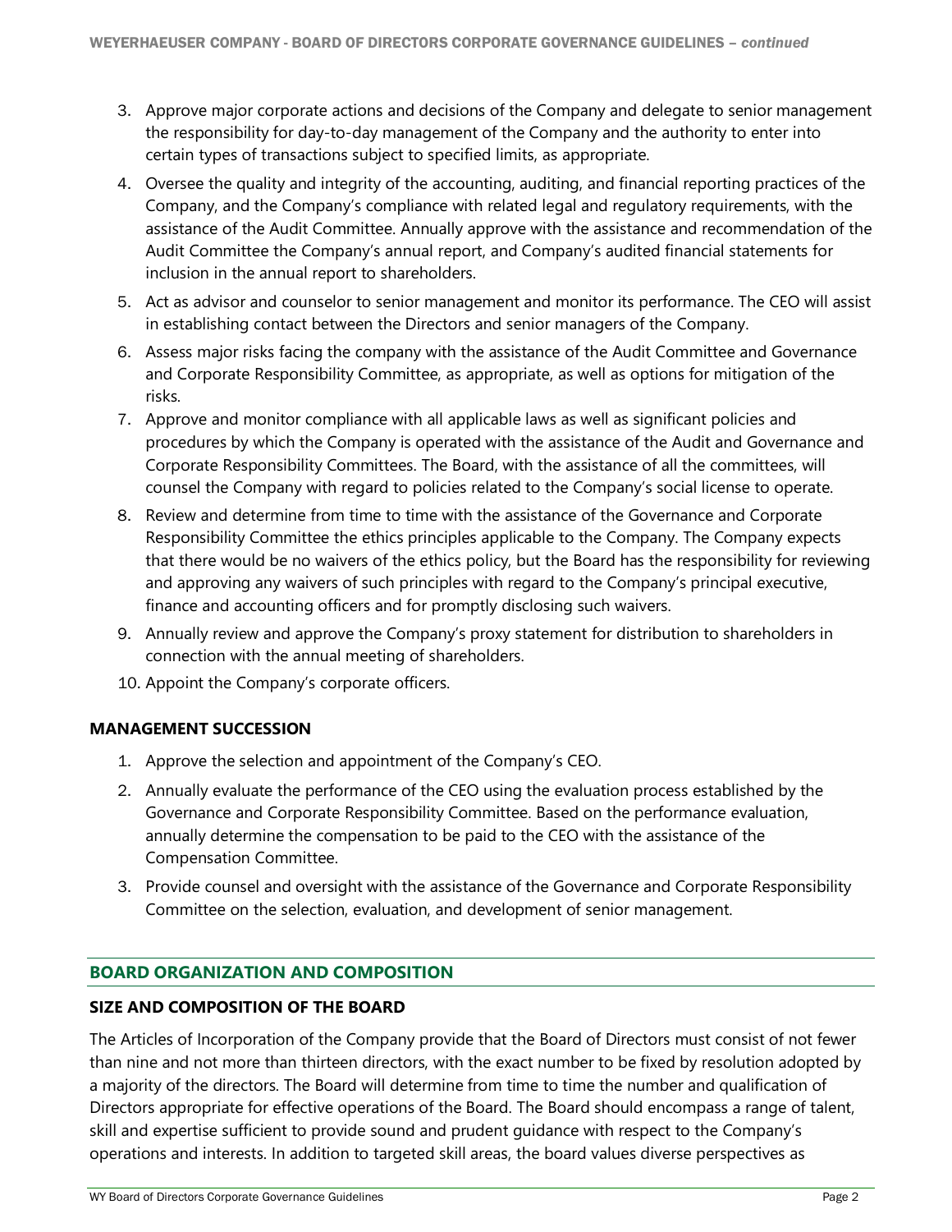3. Approve major corporate actions and decisions of the Company and delegate to senior management the responsibility for day-to-day management of the Company and the authority to enter into certain types of transactions subject to specified limits, as appropriate.
4. Oversee the quality and integrity of the accounting, auditing, and financial reporting practices of the Company, and the Company's compliance with related legal and regulatory requirements, with the assistance of the Audit Committee. Annually approve with the assistance and recommendation of the Audit Committee the Company's annual report, and Company's audited financial statements for inclusion in the annual report to shareholders.
5. Act as advisor and counselor to senior management and monitor its performance. The CEO will assist in establishing contact between the Directors and senior managers of the Company.
6. Assess major risks facing the company with the assistance of the Audit Committee and Governance and Corporate Responsibility Committee, as appropriate, as well as options for mitigation of the risks.
7. Approve and monitor compliance with all applicable laws as well as significant policies and procedures by which the Company is operated with the assistance of the Audit and Governance and Corporate Responsibility Committees. The Board, with the assistance of all the committees, will counsel the Company with regard to policies related to the Company's social license to operate.
8. Review and determine from time to time with the assistance of the Governance and Corporate Responsibility Committee the ethics principles applicable to the Company. The Company expects that there would be no waivers of the ethics policy, but the Board has the responsibility for reviewing and approving any waivers of such principles with regard to the Company's principal executive, finance and accounting officers and for promptly disclosing such waivers.
9. Annually review and approve the Company's proxy statement for distribution to shareholders in connection with the annual meeting of shareholders.
10. Appoint the Company's corporate officers.

### MANAGEMENT SUCCESSION

1. Approve the selection and appointment of the Company's CEO.
2. Annually evaluate the performance of the CEO using the evaluation process established by the Governance and Corporate Responsibility Committee. Based on the performance evaluation, annually determine the compensation to be paid to the CEO with the assistance of the Compensation Committee.
3. Provide counsel and oversight with the assistance of the Governance and Corporate Responsibility Committee on the selection, evaluation, and development of senior management.

## BOARD ORGANIZATION AND COMPOSITION

### SIZE AND COMPOSITION OF THE BOARD

The Articles of Incorporation of the Company provide that the Board of Directors must consist of not fewer than nine and not more than thirteen directors, with the exact number to be fixed by resolution adopted by a majority of the directors. The Board will determine from time to time the number and qualification of Directors appropriate for effective operations of the Board. The Board should encompass a range of talent, skill and expertise sufficient to provide sound and prudent guidance with respect to the Company's operations and interests. In addition to targeted skill areas, the board values diverse perspectives as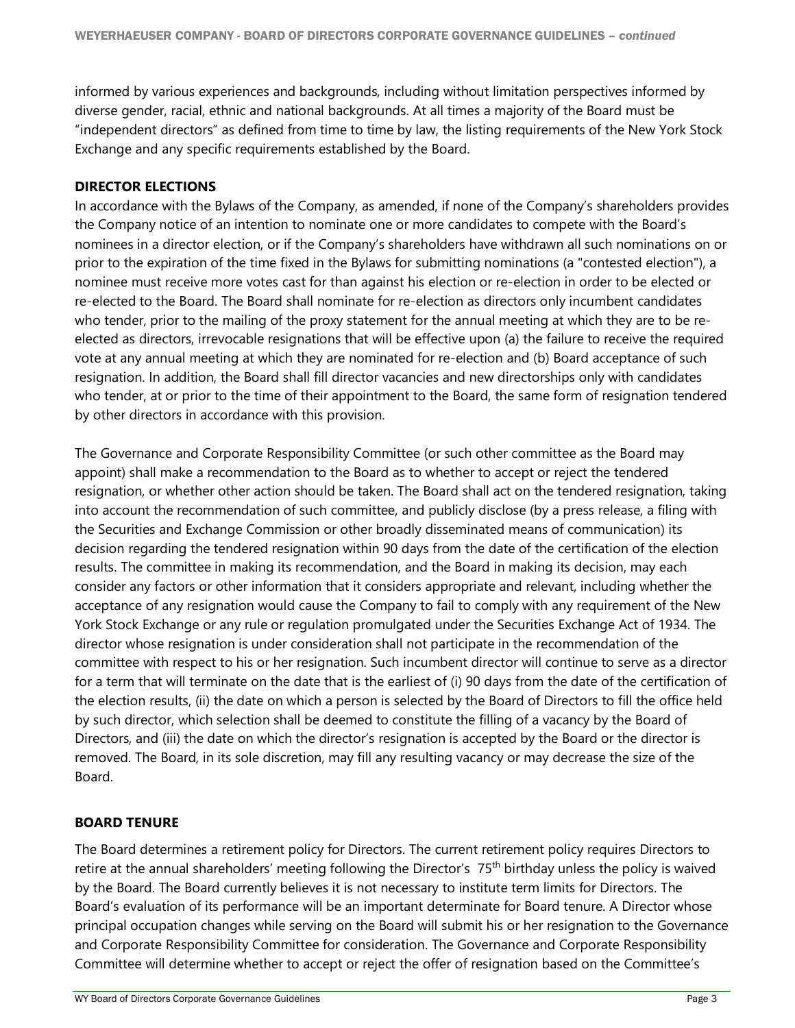informed by various experiences and backgrounds, including without limitation perspectives informed by diverse gender, racial, ethnic and national backgrounds. At all times a majority of the Board must be "independent directors" as defined from time to time by law, the listing requirements of the New York Stock Exchange and any specific requirements established by the Board.

## DIRECTOR ELECTIONS

In accordance with the Bylaws of the Company, as amended, if none of the Company's shareholders provides the Company notice of an intention to nominate one or more candidates to compete with the Board's nominees in a director election, or if the Company's shareholders have withdrawn all such nominations on or prior to the expiration of the time fixed in the Bylaws for submitting nominations (a "contested election"), a nominee must receive more votes cast for than against his election or re-election in order to be elected or re-elected to the Board. The Board shall nominate for re-election as directors only incumbent candidates who tender, prior to the mailing of the proxy statement for the annual meeting at which they are to be re-elected as directors, irrevocable resignations that will be effective upon (a) the failure to receive the required vote at any annual meeting at which they are nominated for re-election and (b) Board acceptance of such resignation. In addition, the Board shall fill director vacancies and new directorships only with candidates who tender, at or prior to the time of their appointment to the Board, the same form of resignation tendered by other directors in accordance with this provision.

The Governance and Corporate Responsibility Committee (or such other committee as the Board may appoint) shall make a recommendation to the Board as to whether to accept or reject the tendered resignation, or whether other action should be taken. The Board shall act on the tendered resignation, taking into account the recommendation of such committee, and publicly disclose (by a press release, a filing with the Securities and Exchange Commission or other broadly disseminated means of communication) its decision regarding the tendered resignation within 90 days from the date of the certification of the election results. The committee in making its recommendation, and the Board in making its decision, may each consider any factors or other information that it considers appropriate and relevant, including whether the acceptance of any resignation would cause the Company to fail to comply with any requirement of the New York Stock Exchange or any rule or regulation promulgated under the Securities Exchange Act of 1934. The director whose resignation is under consideration shall not participate in the recommendation of the committee with respect to his or her resignation. Such incumbent director will continue to serve as a director for a term that will terminate on the date that is the earliest of (i) 90 days from the date of the certification of the election results, (ii) the date on which a person is selected by the Board of Directors to fill the office held by such director, which selection shall be deemed to constitute the filling of a vacancy by the Board of Directors, and (iii) the date on which the director's resignation is accepted by the Board or the director is removed. The Board, in its sole discretion, may fill any resulting vacancy or may decrease the size of the Board.

## BOARD TENURE

The Board determines a retirement policy for Directors. The current retirement policy requires Directors to retire at the annual shareholders' meeting following the Director's 75th birthday unless the policy is waived by the Board. The Board currently believes it is not necessary to institute term limits for Directors. The Board's evaluation of its performance will be an important determinate for Board tenure. A Director whose principal occupation changes while serving on the Board will submit his or her resignation to the Governance and Corporate Responsibility Committee for consideration. The Governance and Corporate Responsibility Committee will determine whether to accept or reject the offer of resignation based on the Committee's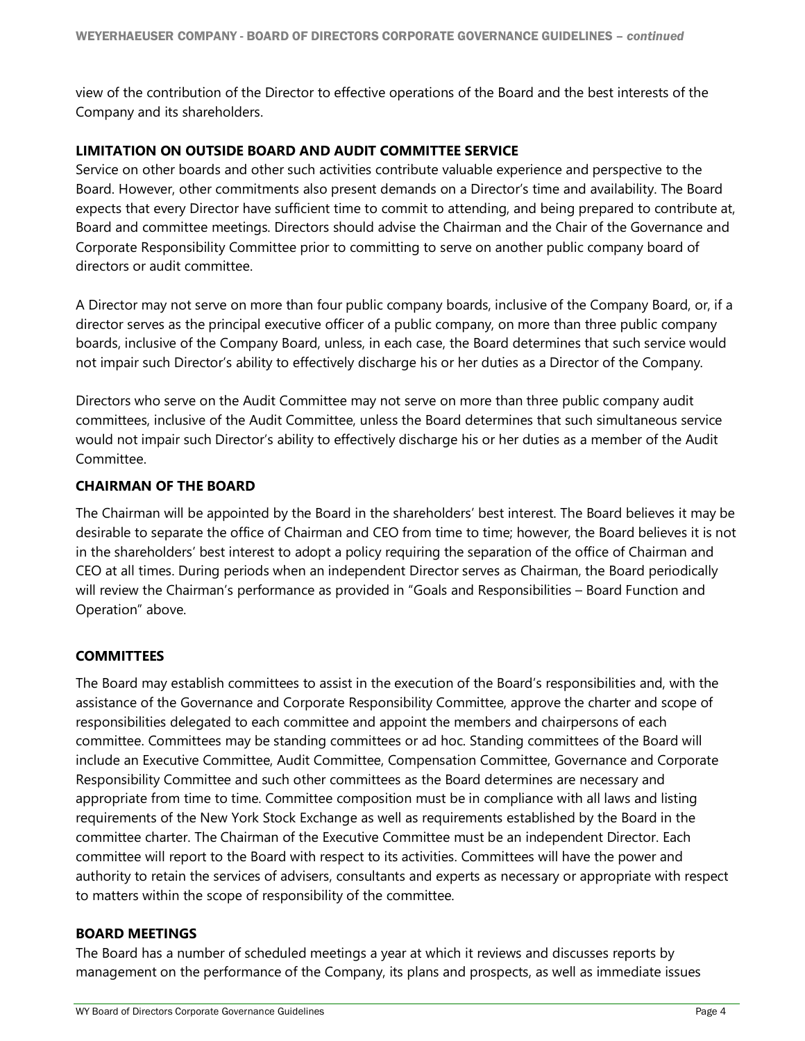view of the contribution of the Director to effective operations of the Board and the best interests of the Company and its shareholders.

## LIMITATION ON OUTSIDE BOARD AND AUDIT COMMITTEE SERVICE

Service on other boards and other such activities contribute valuable experience and perspective to the Board. However, other commitments also present demands on a Director's time and availability. The Board expects that every Director have sufficient time to commit to attending, and being prepared to contribute at, Board and committee meetings. Directors should advise the Chairman and the Chair of the Governance and Corporate Responsibility Committee prior to committing to serve on another public company board of directors or audit committee.

A Director may not serve on more than four public company boards, inclusive of the Company Board, or, if a director serves as the principal executive officer of a public company, on more than three public company boards, inclusive of the Company Board, unless, in each case, the Board determines that such service would not impair such Director's ability to effectively discharge his or her duties as a Director of the Company.

Directors who serve on the Audit Committee may not serve on more than three public company audit committees, inclusive of the Audit Committee, unless the Board determines that such simultaneous service would not impair such Director's ability to effectively discharge his or her duties as a member of the Audit Committee.

## CHAIRMAN OF THE BOARD

The Chairman will be appointed by the Board in the shareholders' best interest. The Board believes it may be desirable to separate the office of Chairman and CEO from time to time; however, the Board believes it is not in the shareholders' best interest to adopt a policy requiring the separation of the office of Chairman and CEO at all times. During periods when an independent Director serves as Chairman, the Board periodically will review the Chairman's performance as provided in "Goals and Responsibilities – Board Function and Operation" above.

## COMMITTEES

The Board may establish committees to assist in the execution of the Board's responsibilities and, with the assistance of the Governance and Corporate Responsibility Committee, approve the charter and scope of responsibilities delegated to each committee and appoint the members and chairpersons of each committee. Committees may be standing committees or ad hoc. Standing committees of the Board will include an Executive Committee, Audit Committee, Compensation Committee, Governance and Corporate Responsibility Committee and such other committees as the Board determines are necessary and appropriate from time to time. Committee composition must be in compliance with all laws and listing requirements of the New York Stock Exchange as well as requirements established by the Board in the committee charter. The Chairman of the Executive Committee must be an independent Director. Each committee will report to the Board with respect to its activities. Committees will have the power and authority to retain the services of advisers, consultants and experts as necessary or appropriate with respect to matters within the scope of responsibility of the committee.

## BOARD MEETINGS

The Board has a number of scheduled meetings a year at which it reviews and discusses reports by management on the performance of the Company, its plans and prospects, as well as immediate issues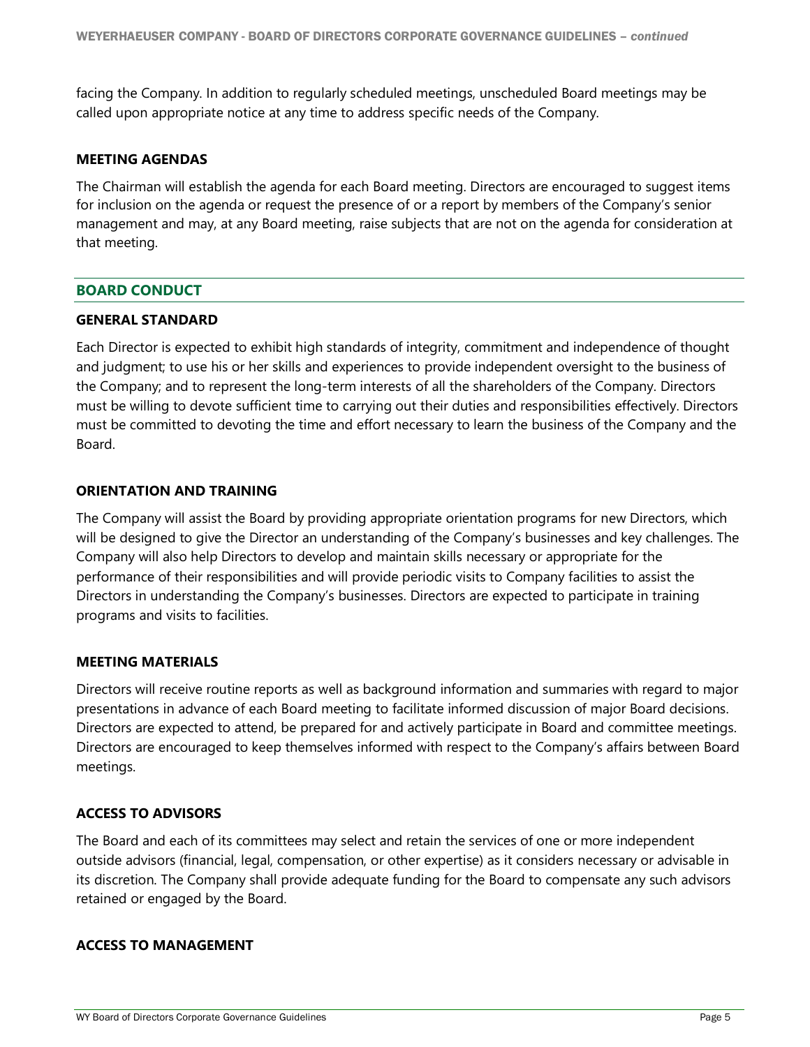facing the Company. In addition to regularly scheduled meetings, unscheduled Board meetings may be called upon appropriate notice at any time to address specific needs of the Company.

### MEETING AGENDAS

The Chairman will establish the agenda for each Board meeting. Directors are encouraged to suggest items for inclusion on the agenda or request the presence of or a report by members of the Company's senior management and may, at any Board meeting, raise subjects that are not on the agenda for consideration at that meeting.

## BOARD CONDUCT

### GENERAL STANDARD

Each Director is expected to exhibit high standards of integrity, commitment and independence of thought and judgment; to use his or her skills and experiences to provide independent oversight to the business of the Company; and to represent the long-term interests of all the shareholders of the Company. Directors must be willing to devote sufficient time to carrying out their duties and responsibilities effectively. Directors must be committed to devoting the time and effort necessary to learn the business of the Company and the Board.

### ORIENTATION AND TRAINING

The Company will assist the Board by providing appropriate orientation programs for new Directors, which will be designed to give the Director an understanding of the Company's businesses and key challenges. The Company will also help Directors to develop and maintain skills necessary or appropriate for the performance of their responsibilities and will provide periodic visits to Company facilities to assist the Directors in understanding the Company's businesses. Directors are expected to participate in training programs and visits to facilities.

### MEETING MATERIALS

Directors will receive routine reports as well as background information and summaries with regard to major presentations in advance of each Board meeting to facilitate informed discussion of major Board decisions. Directors are expected to attend, be prepared for and actively participate in Board and committee meetings. Directors are encouraged to keep themselves informed with respect to the Company's affairs between Board meetings.

### ACCESS TO ADVISORS

The Board and each of its committees may select and retain the services of one or more independent outside advisors (financial, legal, compensation, or other expertise) as it considers necessary or advisable in its discretion. The Company shall provide adequate funding for the Board to compensate any such advisors retained or engaged by the Board.

### ACCESS TO MANAGEMENT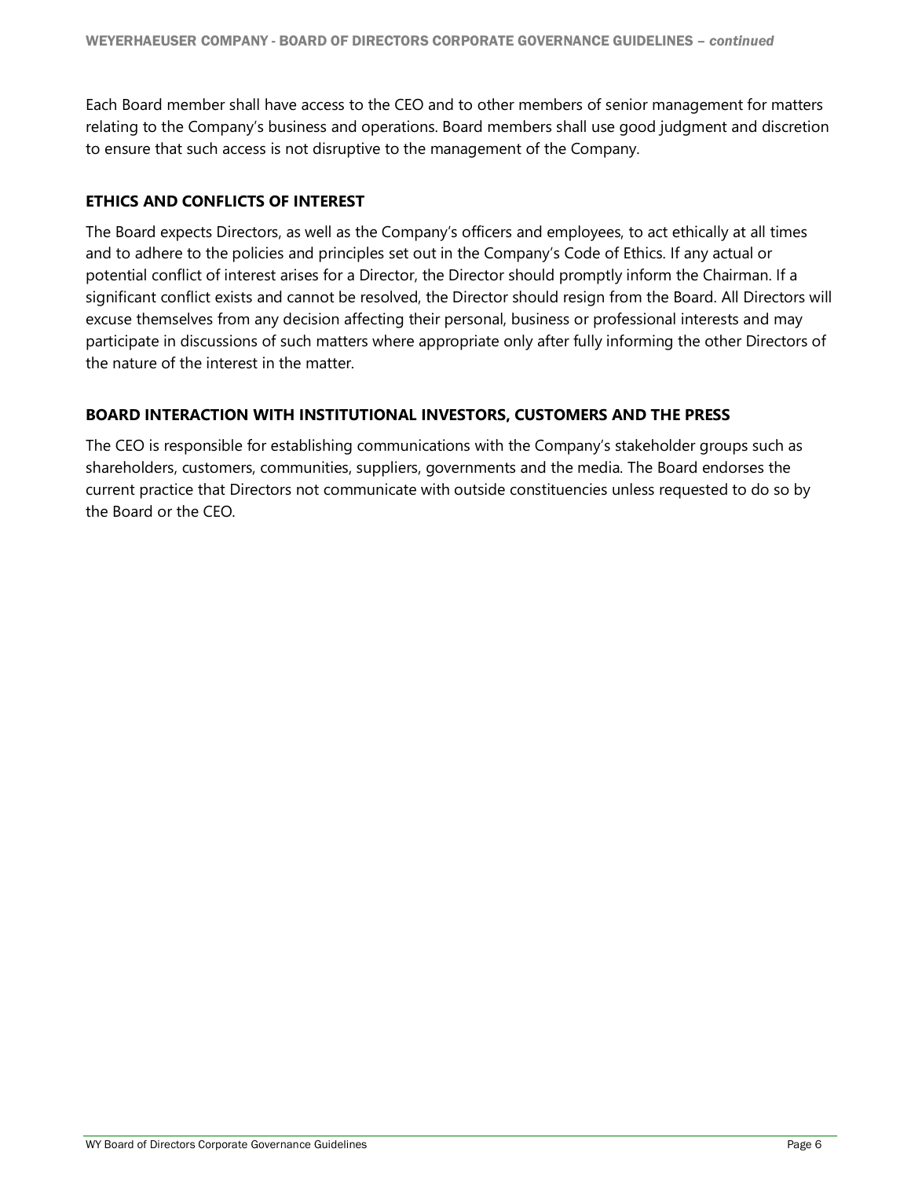Each Board member shall have access to the CEO and to other members of senior management for matters relating to the Company's business and operations. Board members shall use good judgment and discretion to ensure that such access is not disruptive to the management of the Company.

## ETHICS AND CONFLICTS OF INTEREST

The Board expects Directors, as well as the Company's officers and employees, to act ethically at all times and to adhere to the policies and principles set out in the Company's Code of Ethics. If any actual or potential conflict of interest arises for a Director, the Director should promptly inform the Chairman. If a significant conflict exists and cannot be resolved, the Director should resign from the Board. All Directors will excuse themselves from any decision affecting their personal, business or professional interests and may participate in discussions of such matters where appropriate only after fully informing the other Directors of the nature of the interest in the matter.

## BOARD INTERACTION WITH INSTITUTIONAL INVESTORS, CUSTOMERS AND THE PRESS

The CEO is responsible for establishing communications with the Company's stakeholder groups such as shareholders, customers, communities, suppliers, governments and the media. The Board endorses the current practice that Directors not communicate with outside constituencies unless requested to do so by the Board or the CEO.